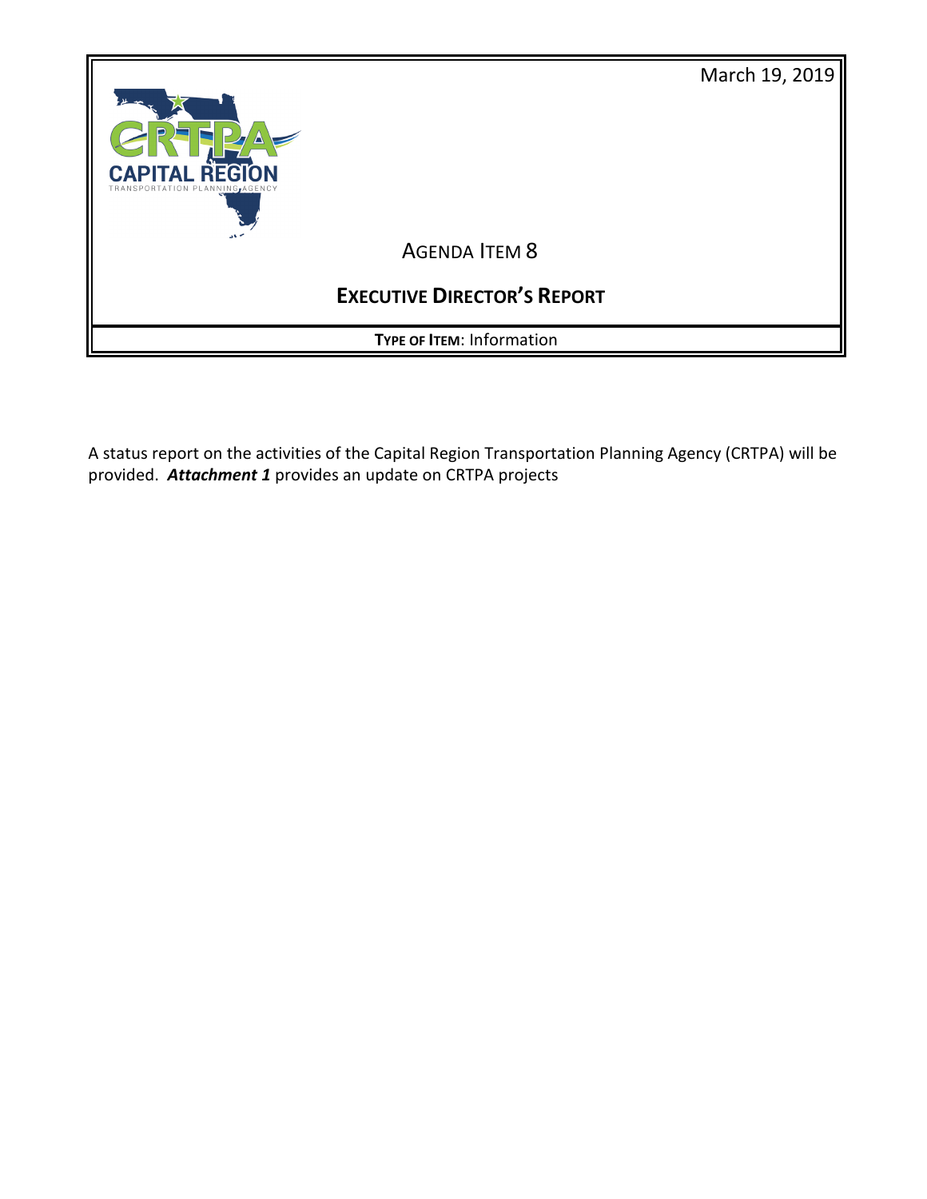March 19, 2019

CAPITAL REGION TRANSPORTATION PLANNING AGENCY

# AGENDA ITEM 8

## EXECUTIVE DIRECTOR'S REPORT

**TYPE OF ITEM**: Information

A status report on the activities of the Capital Region Transportation Planning Agency (CRTPA) will be provided. ***Attachment 1*** provides an update on CRTPA projects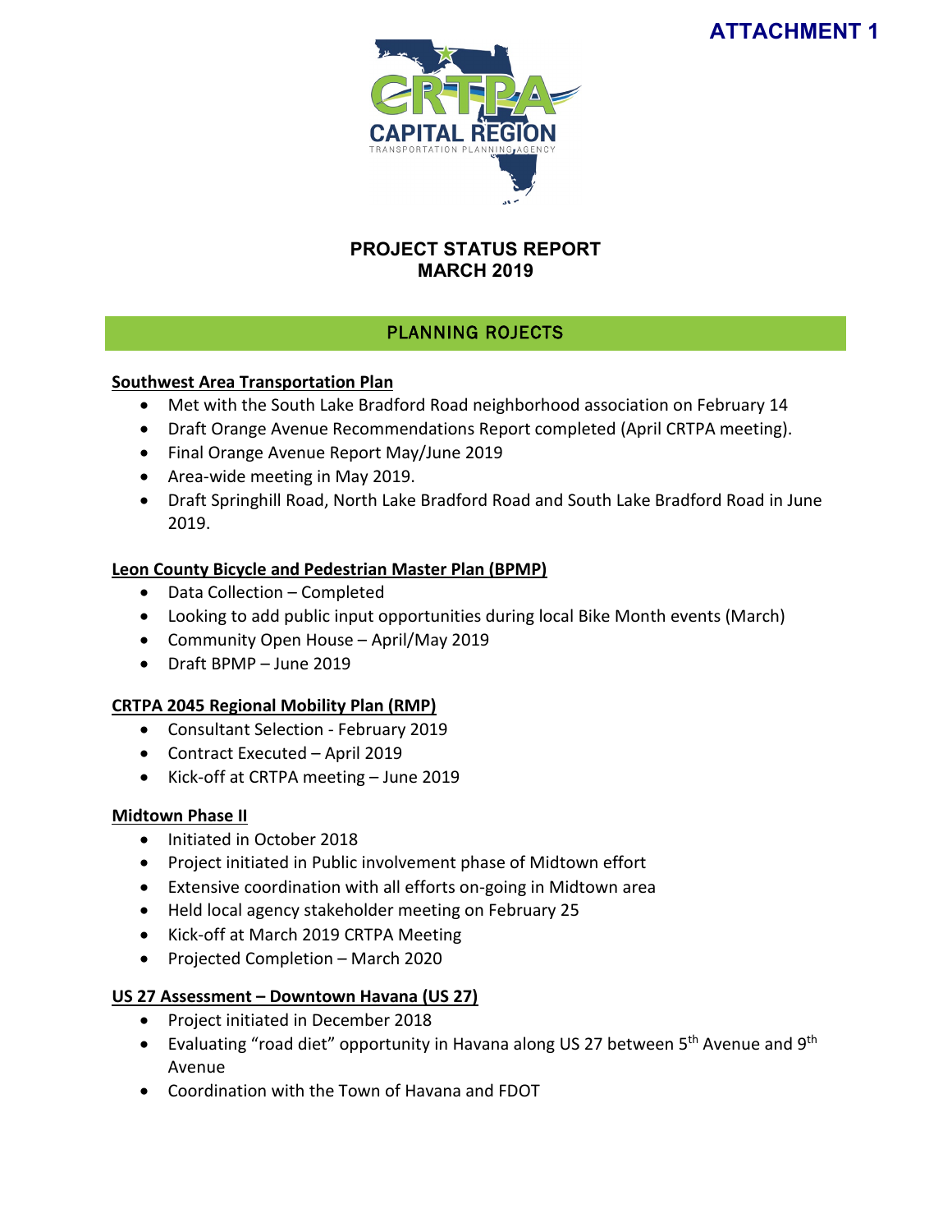**ATTACHMENT 1**

CAPITAL REGION TRANSPORTATION PLANNING AGENCY

# PROJECT STATUS REPORT
# MARCH 2019

## PLANNING ROJECTS

**Southwest Area Transportation Plan**

- Met with the South Lake Bradford Road neighborhood association on February 14
- Draft Orange Avenue Recommendations Report completed (April CRTPA meeting).
- Final Orange Avenue Report May/June 2019
- Area-wide meeting in May 2019.
- Draft Springhill Road, North Lake Bradford Road and South Lake Bradford Road in June 2019.

**Leon County Bicycle and Pedestrian Master Plan (BPMP)**

- Data Collection – Completed
- Looking to add public input opportunities during local Bike Month events (March)
- Community Open House – April/May 2019
- Draft BPMP – June 2019

**CRTPA 2045 Regional Mobility Plan (RMP)**

- Consultant Selection - February 2019
- Contract Executed – April 2019
- Kick-off at CRTPA meeting – June 2019

**Midtown Phase II**

- Initiated in October 2018
- Project initiated in Public involvement phase of Midtown effort
- Extensive coordination with all efforts on-going in Midtown area
- Held local agency stakeholder meeting on February 25
- Kick-off at March 2019 CRTPA Meeting
- Projected Completion – March 2020

**US 27 Assessment – Downtown Havana (US 27)**

- Project initiated in December 2018
- Evaluating "road diet" opportunity in Havana along US 27 between 5th Avenue and 9th Avenue
- Coordination with the Town of Havana and FDOT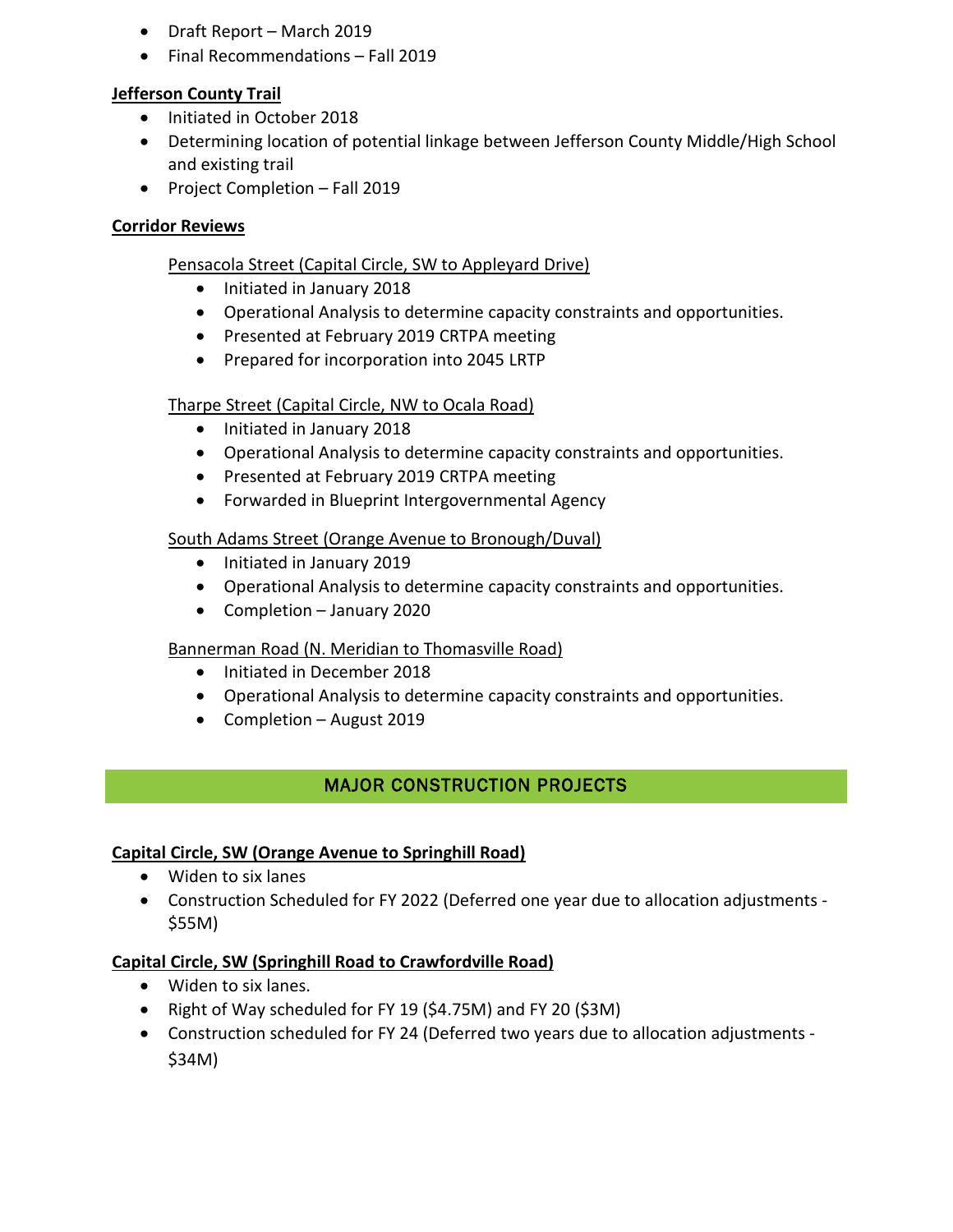- Draft Report – March 2019
- Final Recommendations – Fall 2019

**Jefferson County Trail**

- Initiated in October 2018
- Determining location of potential linkage between Jefferson County Middle/High School and existing trail
- Project Completion – Fall 2019

**Corridor Reviews**

Pensacola Street (Capital Circle, SW to Appleyard Drive)

- Initiated in January 2018
- Operational Analysis to determine capacity constraints and opportunities.
- Presented at February 2019 CRTPA meeting
- Prepared for incorporation into 2045 LRTP

Tharpe Street (Capital Circle, NW to Ocala Road)

- Initiated in January 2018
- Operational Analysis to determine capacity constraints and opportunities.
- Presented at February 2019 CRTPA meeting
- Forwarded in Blueprint Intergovernmental Agency

South Adams Street (Orange Avenue to Bronough/Duval)

- Initiated in January 2019
- Operational Analysis to determine capacity constraints and opportunities.
- Completion – January 2020

Bannerman Road (N. Meridian to Thomasville Road)

- Initiated in December 2018
- Operational Analysis to determine capacity constraints and opportunities.
- Completion – August 2019

## MAJOR CONSTRUCTION PROJECTS

**Capital Circle, SW (Orange Avenue to Springhill Road)**

- Widen to six lanes
- Construction Scheduled for FY 2022 (Deferred one year due to allocation adjustments - $55M)

**Capital Circle, SW (Springhill Road to Crawfordville Road)**

- Widen to six lanes.
- Right of Way scheduled for FY 19 ($4.75M) and FY 20 ($3M)
- Construction scheduled for FY 24 (Deferred two years due to allocation adjustments - $34M)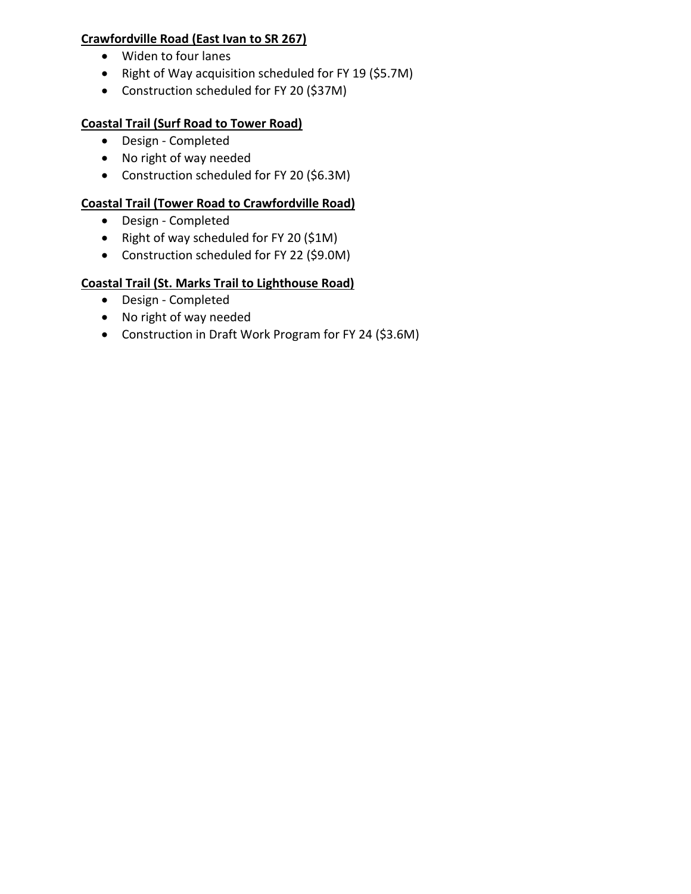**Crawfordville Road (East Ivan to SR 267)**

- Widen to four lanes
- Right of Way acquisition scheduled for FY 19 ($5.7M)
- Construction scheduled for FY 20 ($37M)

**Coastal Trail (Surf Road to Tower Road)**

- Design - Completed
- No right of way needed
- Construction scheduled for FY 20 ($6.3M)

**Coastal Trail (Tower Road to Crawfordville Road)**

- Design - Completed
- Right of way scheduled for FY 20 ($1M)
- Construction scheduled for FY 22 ($9.0M)

**Coastal Trail (St. Marks Trail to Lighthouse Road)**

- Design - Completed
- No right of way needed
- Construction in Draft Work Program for FY 24 ($3.6M)